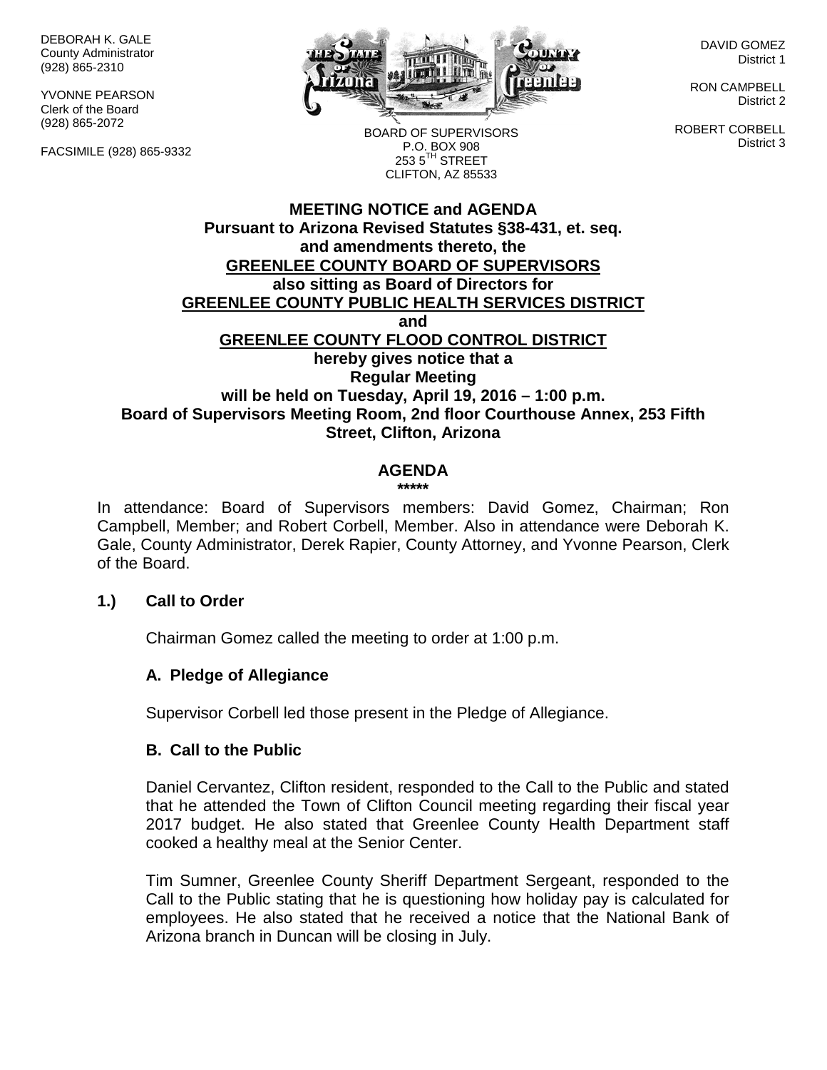DEBORAH K. GALE
County Administrator
(928) 865-2310

YVONNE PEARSON
Clerk of the Board
(928) 865-2072

FACSIMILE (928) 865-9332

BOARD OF SUPERVISORS
P.O. BOX 908
253 5TH STREET
CLIFTON, AZ 85533

DAVID GOMEZ
District 1

RON CAMPBELL
District 2

ROBERT CORBELL
District 3

**MEETING NOTICE and AGENDA**
**Pursuant to Arizona Revised Statutes §38-431, et. seq.**
**and amendments thereto, the**
**GREENLEE COUNTY BOARD OF SUPERVISORS**
**also sitting as Board of Directors for**
**GREENLEE COUNTY PUBLIC HEALTH SERVICES DISTRICT**
**and**
**GREENLEE COUNTY FLOOD CONTROL DISTRICT**
**hereby gives notice that a**
**Regular Meeting**
**will be held on Tuesday, April 19, 2016 – 1:00 p.m.**
**Board of Supervisors Meeting Room, 2nd floor Courthouse Annex, 253 Fifth Street, Clifton, Arizona**

## AGENDA

*****

In attendance: Board of Supervisors members: David Gomez, Chairman; Ron Campbell, Member; and Robert Corbell, Member. Also in attendance were Deborah K. Gale, County Administrator, Derek Rapier, County Attorney, and Yvonne Pearson, Clerk of the Board.

### 1.) Call to Order

Chairman Gomez called the meeting to order at 1:00 p.m.

#### A. Pledge of Allegiance

Supervisor Corbell led those present in the Pledge of Allegiance.

#### B. Call to the Public

Daniel Cervantez, Clifton resident, responded to the Call to the Public and stated that he attended the Town of Clifton Council meeting regarding their fiscal year 2017 budget. He also stated that Greenlee County Health Department staff cooked a healthy meal at the Senior Center.

Tim Sumner, Greenlee County Sheriff Department Sergeant, responded to the Call to the Public stating that he is questioning how holiday pay is calculated for employees. He also stated that he received a notice that the National Bank of Arizona branch in Duncan will be closing in July.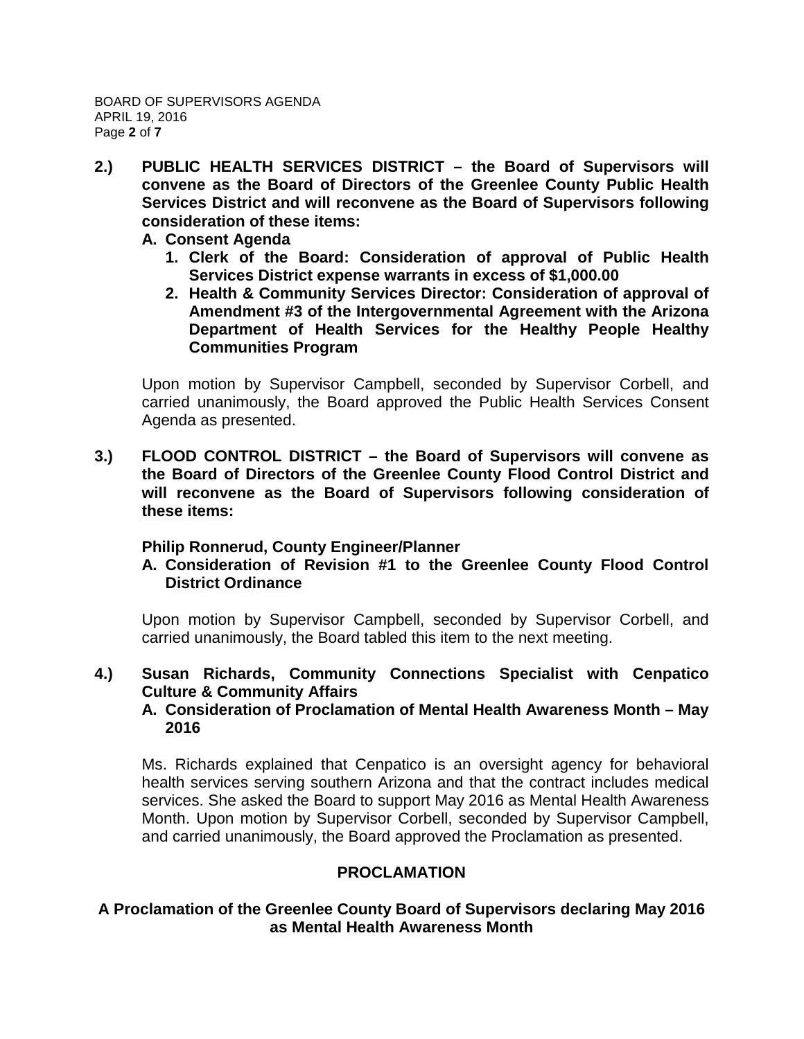**2.) PUBLIC HEALTH SERVICES DISTRICT – the Board of Supervisors will convene as the Board of Directors of the Greenlee County Public Health Services District and will reconvene as the Board of Supervisors following consideration of these items:**

**A. Consent Agenda**

**1. Clerk of the Board: Consideration of approval of Public Health Services District expense warrants in excess of $1,000.00**

**2. Health & Community Services Director: Consideration of approval of Amendment #3 of the Intergovernmental Agreement with the Arizona Department of Health Services for the Healthy People Healthy Communities Program**

Upon motion by Supervisor Campbell, seconded by Supervisor Corbell, and carried unanimously, the Board approved the Public Health Services Consent Agenda as presented.

**3.) FLOOD CONTROL DISTRICT – the Board of Supervisors will convene as the Board of Directors of the Greenlee County Flood Control District and will reconvene as the Board of Supervisors following consideration of these items:**

**Philip Ronnerud, County Engineer/Planner**

**A. Consideration of Revision #1 to the Greenlee County Flood Control District Ordinance**

Upon motion by Supervisor Campbell, seconded by Supervisor Corbell, and carried unanimously, the Board tabled this item to the next meeting.

**4.) Susan Richards, Community Connections Specialist with Cenpatico Culture & Community Affairs**

**A. Consideration of Proclamation of Mental Health Awareness Month – May 2016**

Ms. Richards explained that Cenpatico is an oversight agency for behavioral health services serving southern Arizona and that the contract includes medical services. She asked the Board to support May 2016 as Mental Health Awareness Month. Upon motion by Supervisor Corbell, seconded by Supervisor Campbell, and carried unanimously, the Board approved the Proclamation as presented.

## PROCLAMATION

**A Proclamation of the Greenlee County Board of Supervisors declaring May 2016 as Mental Health Awareness Month**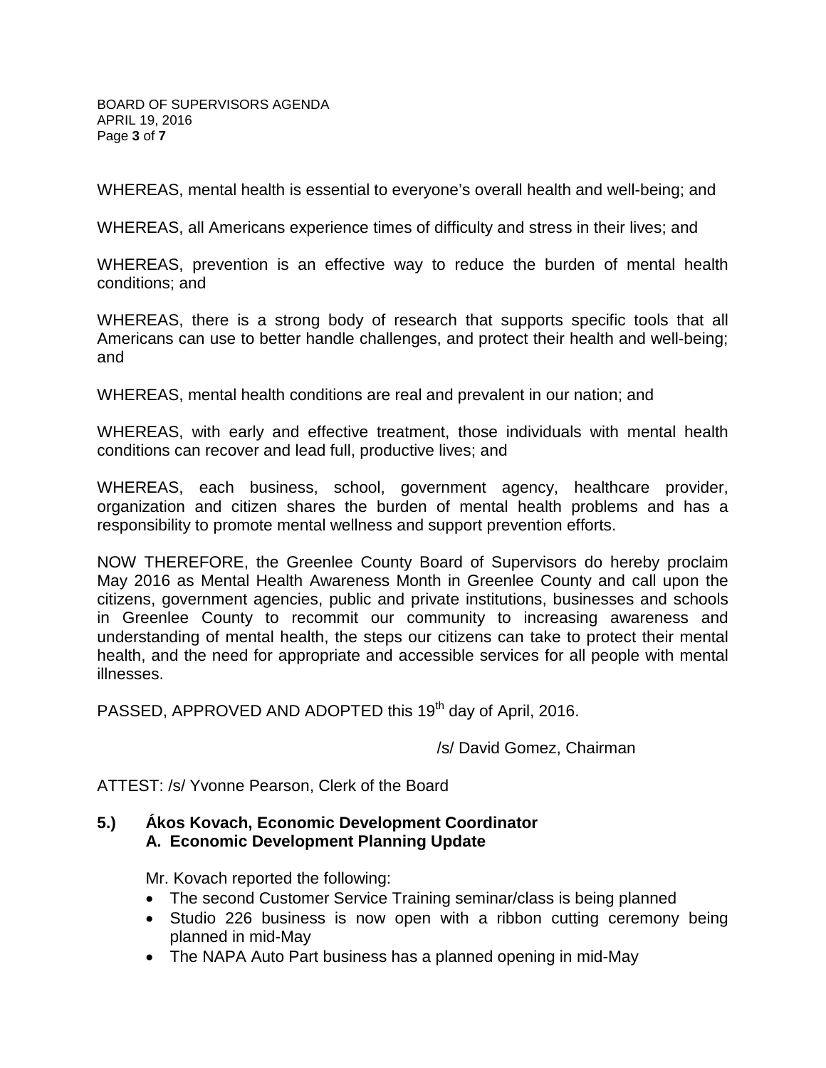WHEREAS, mental health is essential to everyone's overall health and well-being; and

WHEREAS, all Americans experience times of difficulty and stress in their lives; and

WHEREAS, prevention is an effective way to reduce the burden of mental health conditions; and

WHEREAS, there is a strong body of research that supports specific tools that all Americans can use to better handle challenges, and protect their health and well-being; and

WHEREAS, mental health conditions are real and prevalent in our nation; and

WHEREAS, with early and effective treatment, those individuals with mental health conditions can recover and lead full, productive lives; and

WHEREAS, each business, school, government agency, healthcare provider, organization and citizen shares the burden of mental health problems and has a responsibility to promote mental wellness and support prevention efforts.

NOW THEREFORE, the Greenlee County Board of Supervisors do hereby proclaim May 2016 as Mental Health Awareness Month in Greenlee County and call upon the citizens, government agencies, public and private institutions, businesses and schools in Greenlee County to recommit our community to increasing awareness and understanding of mental health, the steps our citizens can take to protect their mental health, and the need for appropriate and accessible services for all people with mental illnesses.

PASSED, APPROVED AND ADOPTED this 19th day of April, 2016.

/s/ David Gomez, Chairman

ATTEST: /s/ Yvonne Pearson, Clerk of the Board

**5.) Ákos Kovach, Economic Development Coordinator**
**A. Economic Development Planning Update**

Mr. Kovach reported the following:

- The second Customer Service Training seminar/class is being planned
- Studio 226 business is now open with a ribbon cutting ceremony being planned in mid-May
- The NAPA Auto Part business has a planned opening in mid-May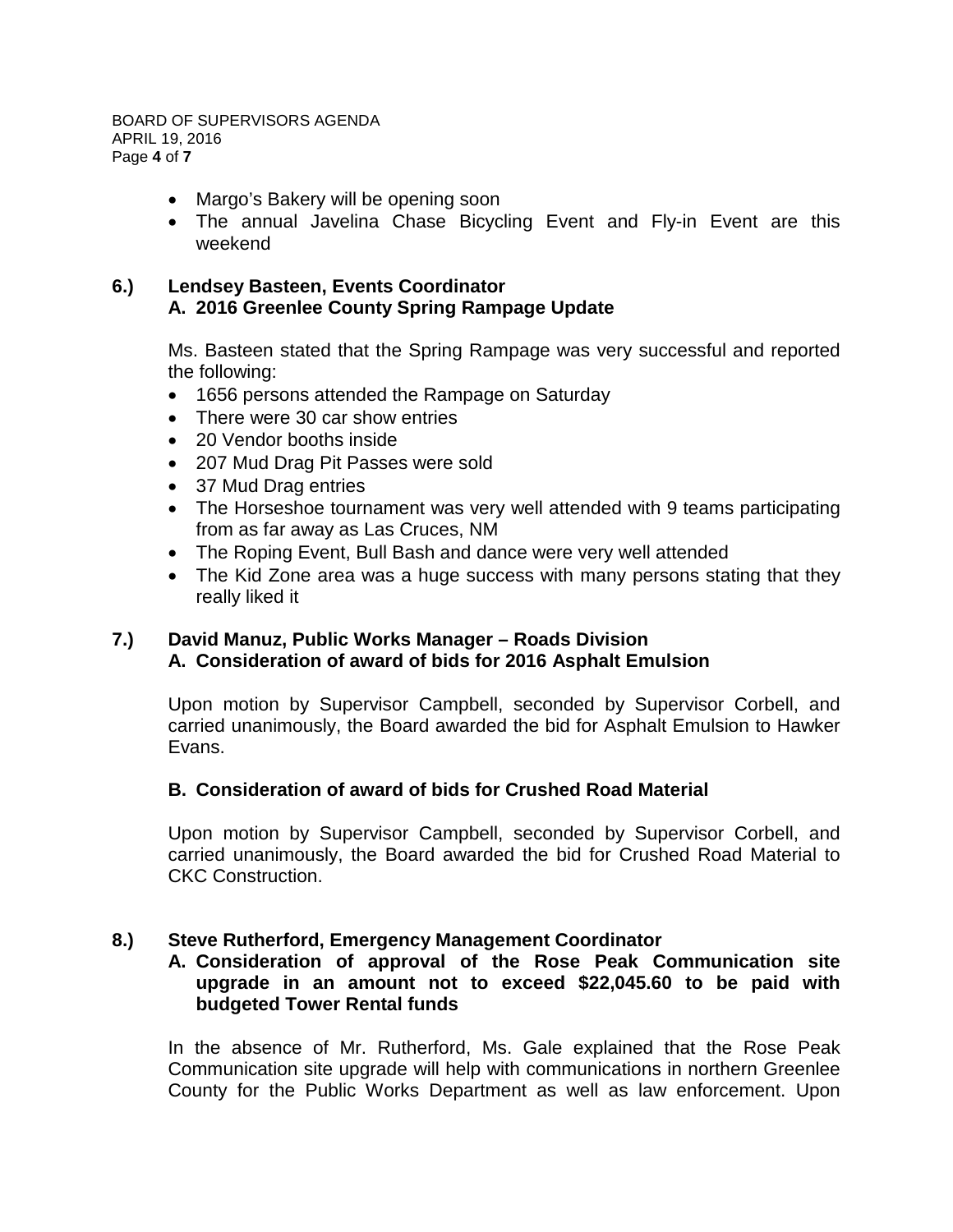- Margo's Bakery will be opening soon
- The annual Javelina Chase Bicycling Event and Fly-in Event are this weekend

**6.) Lendsey Basteen, Events Coordinator**
**A. 2016 Greenlee County Spring Rampage Update**

Ms. Basteen stated that the Spring Rampage was very successful and reported the following:

- 1656 persons attended the Rampage on Saturday
- There were 30 car show entries
- 20 Vendor booths inside
- 207 Mud Drag Pit Passes were sold
- 37 Mud Drag entries
- The Horseshoe tournament was very well attended with 9 teams participating from as far away as Las Cruces, NM
- The Roping Event, Bull Bash and dance were very well attended
- The Kid Zone area was a huge success with many persons stating that they really liked it

**7.) David Manuz, Public Works Manager – Roads Division**
**A. Consideration of award of bids for 2016 Asphalt Emulsion**

Upon motion by Supervisor Campbell, seconded by Supervisor Corbell, and carried unanimously, the Board awarded the bid for Asphalt Emulsion to Hawker Evans.

**B. Consideration of award of bids for Crushed Road Material**

Upon motion by Supervisor Campbell, seconded by Supervisor Corbell, and carried unanimously, the Board awarded the bid for Crushed Road Material to CKC Construction.

**8.) Steve Rutherford, Emergency Management Coordinator**
**A. Consideration of approval of the Rose Peak Communication site upgrade in an amount not to exceed $22,045.60 to be paid with budgeted Tower Rental funds**

In the absence of Mr. Rutherford, Ms. Gale explained that the Rose Peak Communication site upgrade will help with communications in northern Greenlee County for the Public Works Department as well as law enforcement. Upon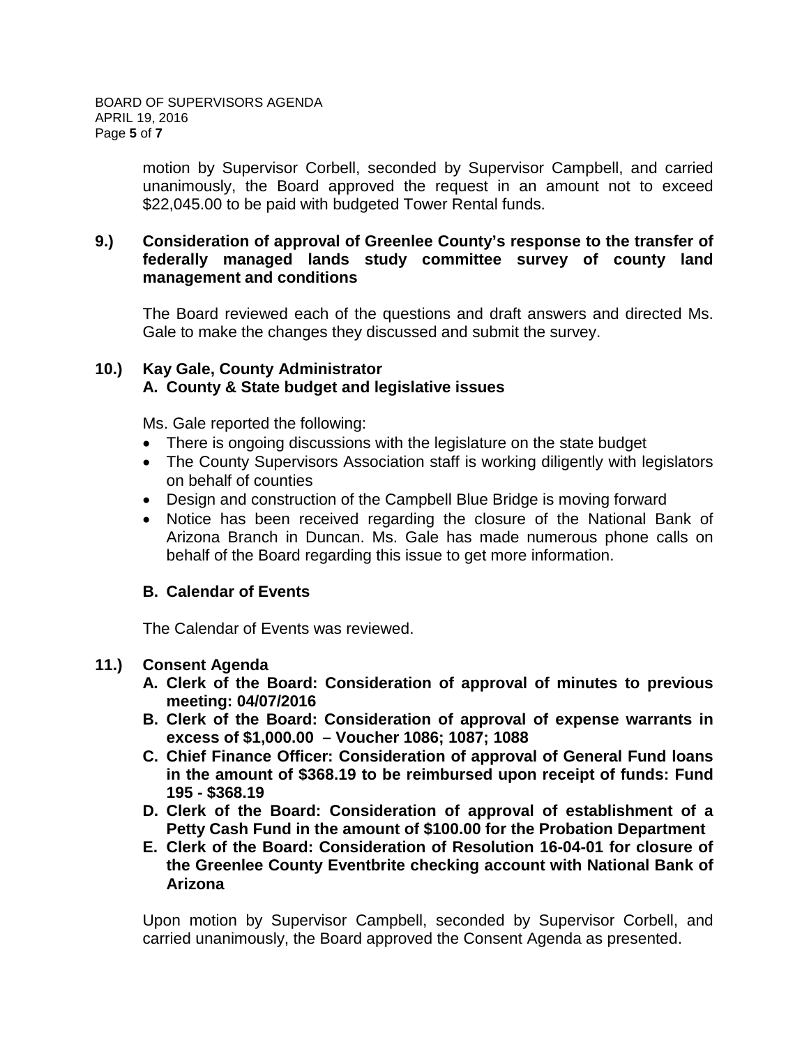motion by Supervisor Corbell, seconded by Supervisor Campbell, and carried unanimously, the Board approved the request in an amount not to exceed $22,045.00 to be paid with budgeted Tower Rental funds.

**9.) Consideration of approval of Greenlee County's response to the transfer of federally managed lands study committee survey of county land management and conditions**

The Board reviewed each of the questions and draft answers and directed Ms. Gale to make the changes they discussed and submit the survey.

**10.) Kay Gale, County Administrator**

**A. County & State budget and legislative issues**

Ms. Gale reported the following:

- There is ongoing discussions with the legislature on the state budget
- The County Supervisors Association staff is working diligently with legislators on behalf of counties
- Design and construction of the Campbell Blue Bridge is moving forward
- Notice has been received regarding the closure of the National Bank of Arizona Branch in Duncan. Ms. Gale has made numerous phone calls on behalf of the Board regarding this issue to get more information.

**B. Calendar of Events**

The Calendar of Events was reviewed.

**11.) Consent Agenda**

**A. Clerk of the Board: Consideration of approval of minutes to previous meeting: 04/07/2016**

**B. Clerk of the Board: Consideration of approval of expense warrants in excess of $1,000.00 – Voucher 1086; 1087; 1088**

**C. Chief Finance Officer: Consideration of approval of General Fund loans in the amount of $368.19 to be reimbursed upon receipt of funds: Fund 195 - $368.19**

**D. Clerk of the Board: Consideration of approval of establishment of a Petty Cash Fund in the amount of $100.00 for the Probation Department**

**E. Clerk of the Board: Consideration of Resolution 16-04-01 for closure of the Greenlee County Eventbrite checking account with National Bank of Arizona**

Upon motion by Supervisor Campbell, seconded by Supervisor Corbell, and carried unanimously, the Board approved the Consent Agenda as presented.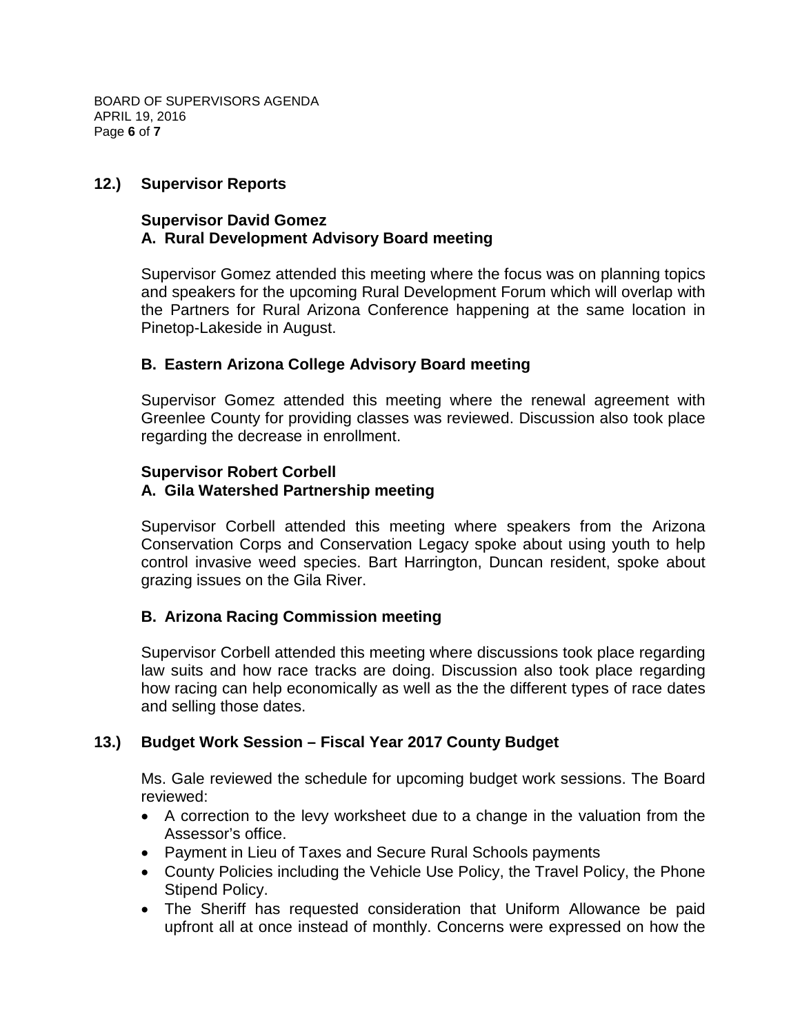## 12.) Supervisor Reports

### Supervisor David Gomez

### A. Rural Development Advisory Board meeting

Supervisor Gomez attended this meeting where the focus was on planning topics and speakers for the upcoming Rural Development Forum which will overlap with the Partners for Rural Arizona Conference happening at the same location in Pinetop-Lakeside in August.

### B. Eastern Arizona College Advisory Board meeting

Supervisor Gomez attended this meeting where the renewal agreement with Greenlee County for providing classes was reviewed. Discussion also took place regarding the decrease in enrollment.

### Supervisor Robert Corbell

### A. Gila Watershed Partnership meeting

Supervisor Corbell attended this meeting where speakers from the Arizona Conservation Corps and Conservation Legacy spoke about using youth to help control invasive weed species. Bart Harrington, Duncan resident, spoke about grazing issues on the Gila River.

### B. Arizona Racing Commission meeting

Supervisor Corbell attended this meeting where discussions took place regarding law suits and how race tracks are doing. Discussion also took place regarding how racing can help economically as well as the the different types of race dates and selling those dates.

## 13.) Budget Work Session – Fiscal Year 2017 County Budget

Ms. Gale reviewed the schedule for upcoming budget work sessions. The Board reviewed:

- A correction to the levy worksheet due to a change in the valuation from the Assessor's office.
- Payment in Lieu of Taxes and Secure Rural Schools payments
- County Policies including the Vehicle Use Policy, the Travel Policy, the Phone Stipend Policy.
- The Sheriff has requested consideration that Uniform Allowance be paid upfront all at once instead of monthly. Concerns were expressed on how the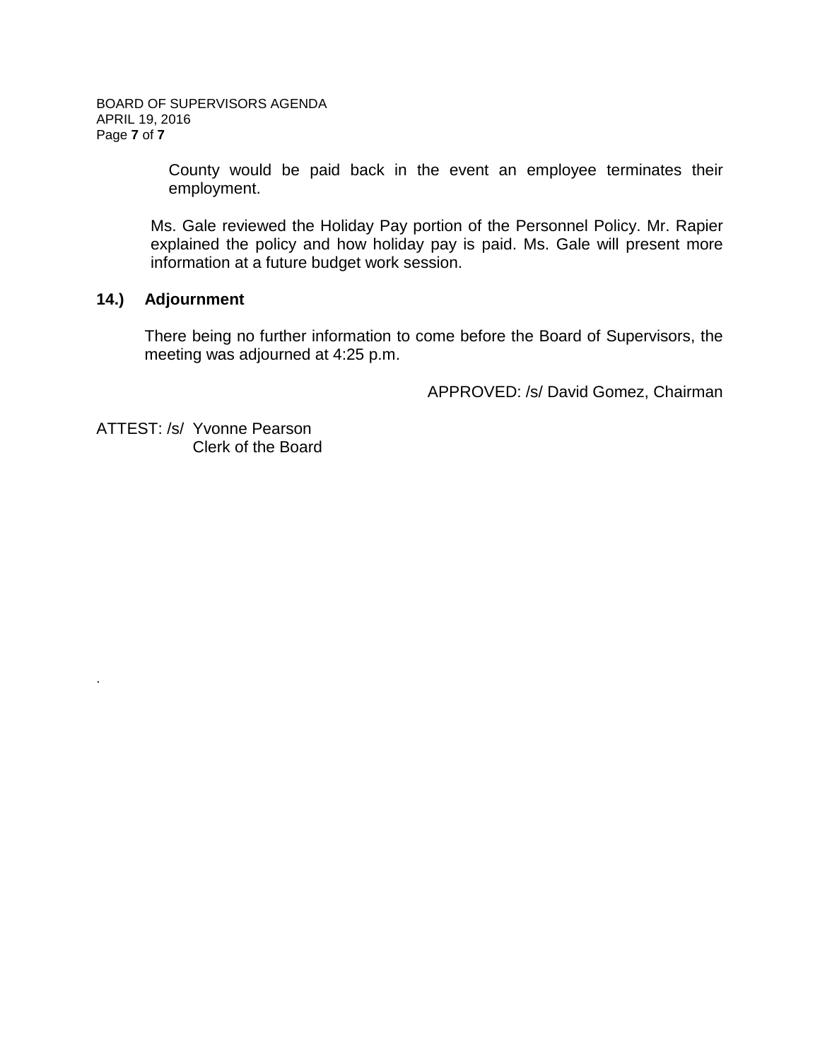County would be paid back in the event an employee terminates their employment.

Ms. Gale reviewed the Holiday Pay portion of the Personnel Policy. Mr. Rapier explained the policy and how holiday pay is paid. Ms. Gale will present more information at a future budget work session.

**14.) Adjournment**

There being no further information to come before the Board of Supervisors, the meeting was adjourned at 4:25 p.m.

APPROVED: /s/ David Gomez, Chairman

ATTEST: /s/ Yvonne Pearson
Clerk of the Board

.